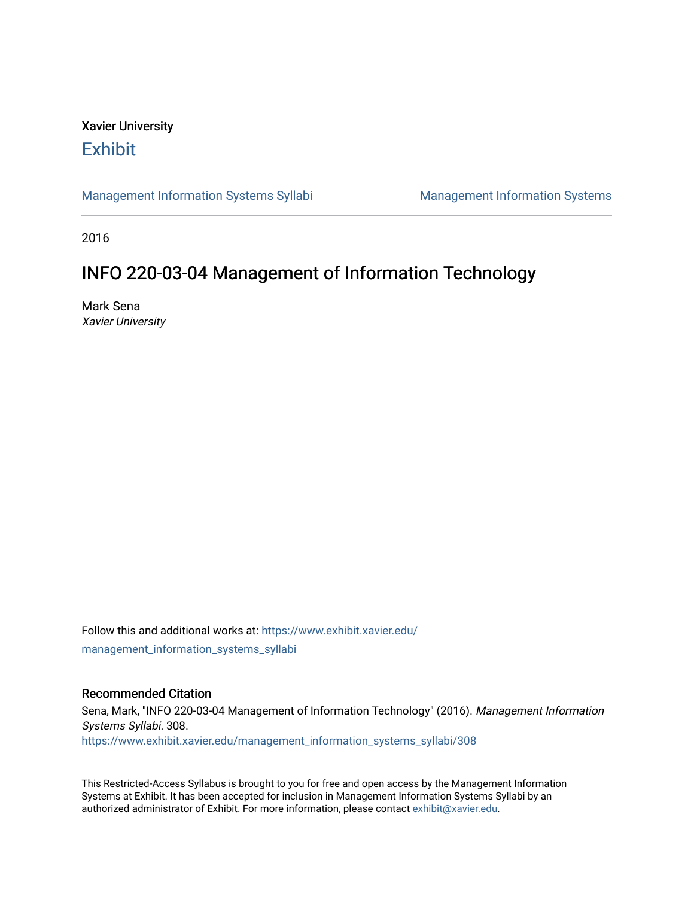Xavier University

# Exhibit

Management Information Systems Syllabi | Management Information Systems

2016

## INFO 220-03-04 Management of Information Technology

Mark Sena
*Xavier University*

Follow this and additional works at: https://www.exhibit.xavier.edu/management_information_systems_syllabi

### Recommended Citation

Sena, Mark, "INFO 220-03-04 Management of Information Technology" (2016). *Management Information Systems Syllabi*. 308.
https://www.exhibit.xavier.edu/management_information_systems_syllabi/308

This Restricted-Access Syllabus is brought to you for free and open access by the Management Information Systems at Exhibit. It has been accepted for inclusion in Management Information Systems Syllabi by an authorized administrator of Exhibit. For more information, please contact exhibit@xavier.edu.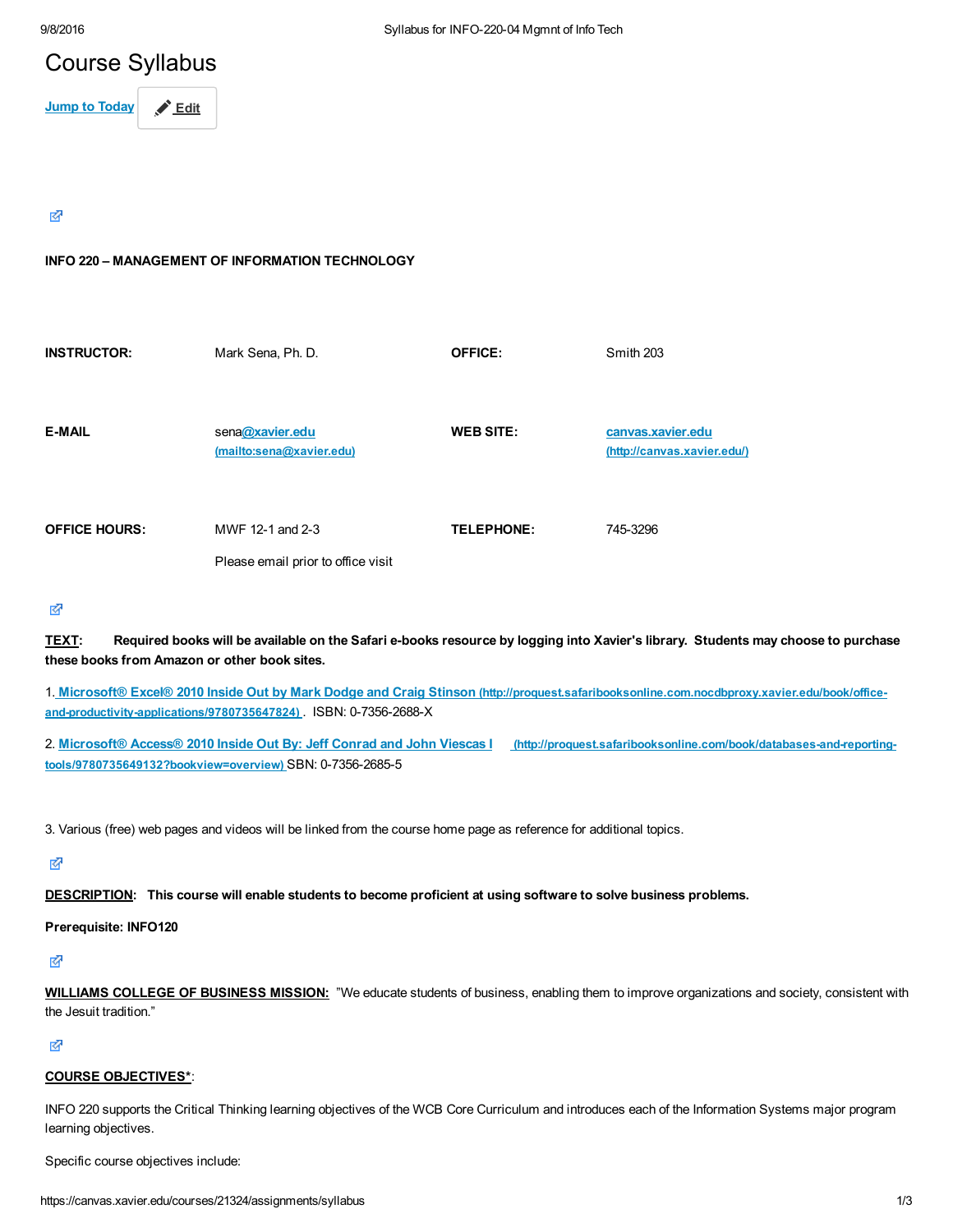# Course Syllabus

Jump to Today | Edit

**INFO 220 – MANAGEMENT OF INFORMATION TECHNOLOGY**

| | | | |
|---|---|---|---|
| **INSTRUCTOR:** | Mark Sena, Ph. D. | **OFFICE:** | Smith 203 |
| **E-MAIL** | sena@xavier.edu (mailto:sena@xavier.edu) | **WEB SITE:** | canvas.xavier.edu (http://canvas.xavier.edu/) |
| **OFFICE HOURS:** | MWF 12-1 and 2-3<br>Please email prior to office visit | **TELEPHONE:** | 745-3296 |

**TEXT**: **Required books will be available on the Safari e-books resource by logging into Xavier's library. Students may choose to purchase these books from Amazon or other book sites.**

1. Microsoft® Excel® 2010 Inside Out by Mark Dodge and Craig Stinson (http://proquest.safaribooksonline.com.nocdbproxy.xavier.edu/book/office-and-productivity-applications/9780735647824) . ISBN: 0-7356-2688-X

2. Microsoft® Access® 2010 Inside Out By: Jeff Conrad and John Viescas I (http://proquest.safaribooksonline.com/book/databases-and-reporting-tools/9780735649132?bookview=overview) SBN: 0-7356-2685-5

3. Various (free) web pages and videos will be linked from the course home page as reference for additional topics.

**DESCRIPTION**: **This course will enable students to become proficient at using software to solve business problems.**

**Prerequisite: INFO120**

**WILLIAMS COLLEGE OF BUSINESS MISSION:** "We educate students of business, enabling them to improve organizations and society, consistent with the Jesuit tradition."

**COURSE OBJECTIVES***:

INFO 220 supports the Critical Thinking learning objectives of the WCB Core Curriculum and introduces each of the Information Systems major program learning objectives.

Specific course objectives include: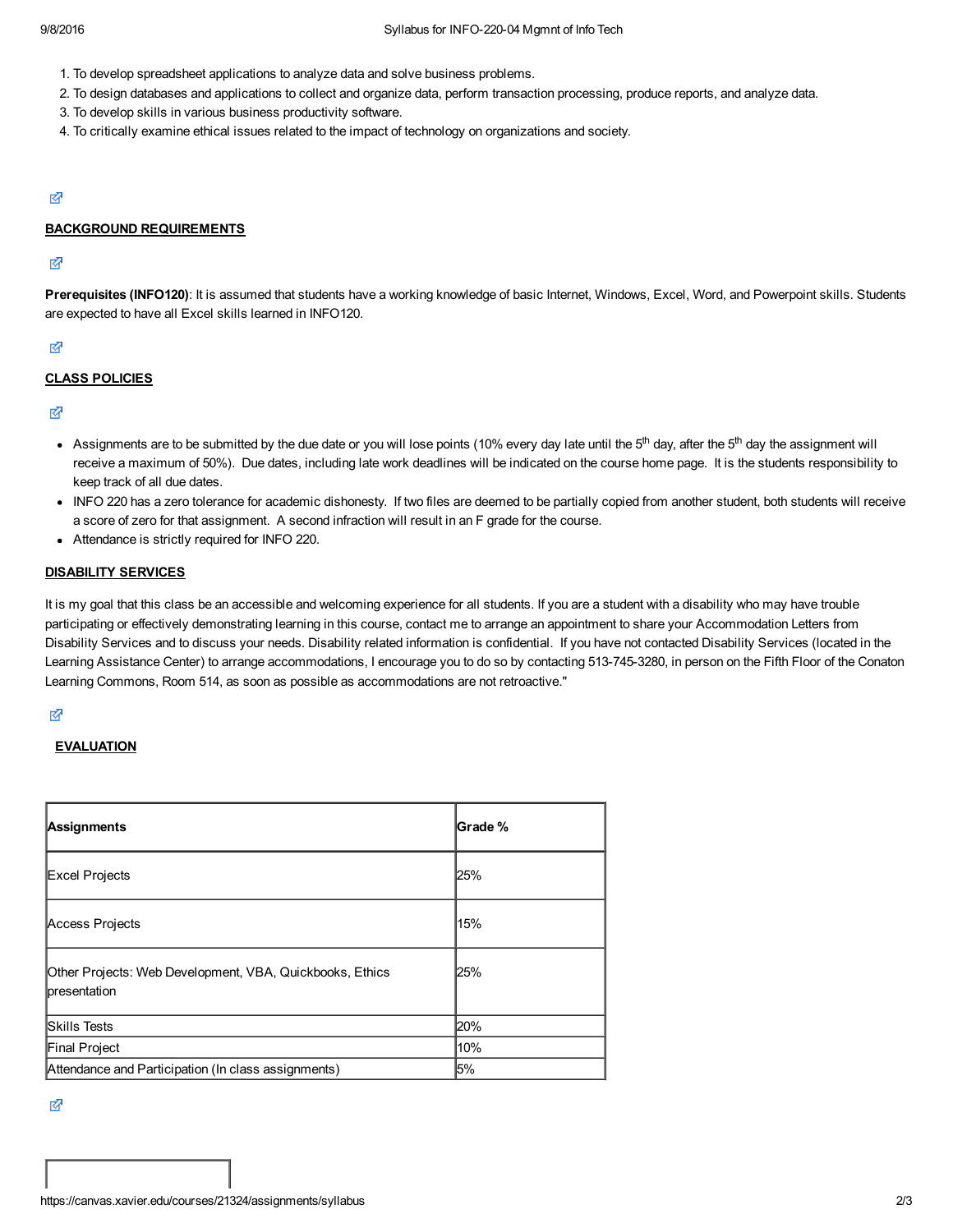1. To develop spreadsheet applications to analyze data and solve business problems.
2. To design databases and applications to collect and organize data, perform transaction processing, produce reports, and analyze data.
3. To develop skills in various business productivity software.
4. To critically examine ethical issues related to the impact of technology on organizations and society.

## BACKGROUND REQUIREMENTS

**Prerequisites (INFO120)**: It is assumed that students have a working knowledge of basic Internet, Windows, Excel, Word, and Powerpoint skills. Students are expected to have all Excel skills learned in INFO120.

## CLASS POLICIES

- Assignments are to be submitted by the due date or you will lose points (10% every day late until the 5th day, after the 5th day the assignment will receive a maximum of 50%). Due dates, including late work deadlines will be indicated on the course home page. It is the students responsibility to keep track of all due dates.
- INFO 220 has a zero tolerance for academic dishonesty. If two files are deemed to be partially copied from another student, both students will receive a score of zero for that assignment. A second infraction will result in an F grade for the course.
- Attendance is strictly required for INFO 220.

## DISABILITY SERVICES

It is my goal that this class be an accessible and welcoming experience for all students. If you are a student with a disability who may have trouble participating or effectively demonstrating learning in this course, contact me to arrange an appointment to share your Accommodation Letters from Disability Services and to discuss your needs. Disability related information is confidential. If you have not contacted Disability Services (located in the Learning Assistance Center) to arrange accommodations, I encourage you to do so by contacting 513-745-3280, in person on the Fifth Floor of the Conaton Learning Commons, Room 514, as soon as possible as accommodations are not retroactive."

## EVALUATION

| Assignments | Grade % |
|---|---|
| Excel Projects | 25% |
| Access Projects | 15% |
| Other Projects: Web Development, VBA, Quickbooks, Ethics presentation | 25% |
| Skills Tests | 20% |
| Final Project | 10% |
| Attendance and Participation (In class assignments) | 5% |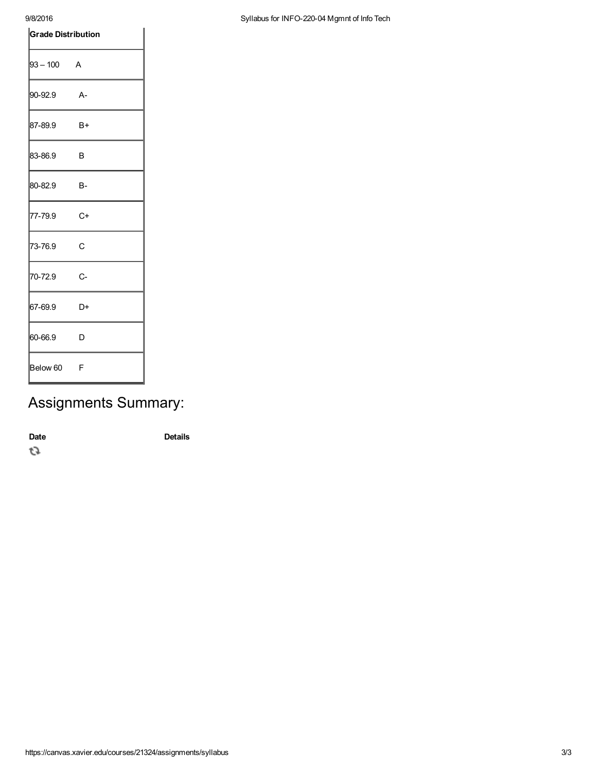| Grade Distribution | |
|---|---|
| 93 – 100 | A |
| 90-92.9 | A- |
| 87-89.9 | B+ |
| 83-86.9 | B |
| 80-82.9 | B- |
| 77-79.9 | C+ |
| 73-76.9 | C |
| 70-72.9 | C- |
| 67-69.9 | D+ |
| 60-66.9 | D |
| Below 60 | F |

# Assignments Summary:

| Date | Details |
|---|---|